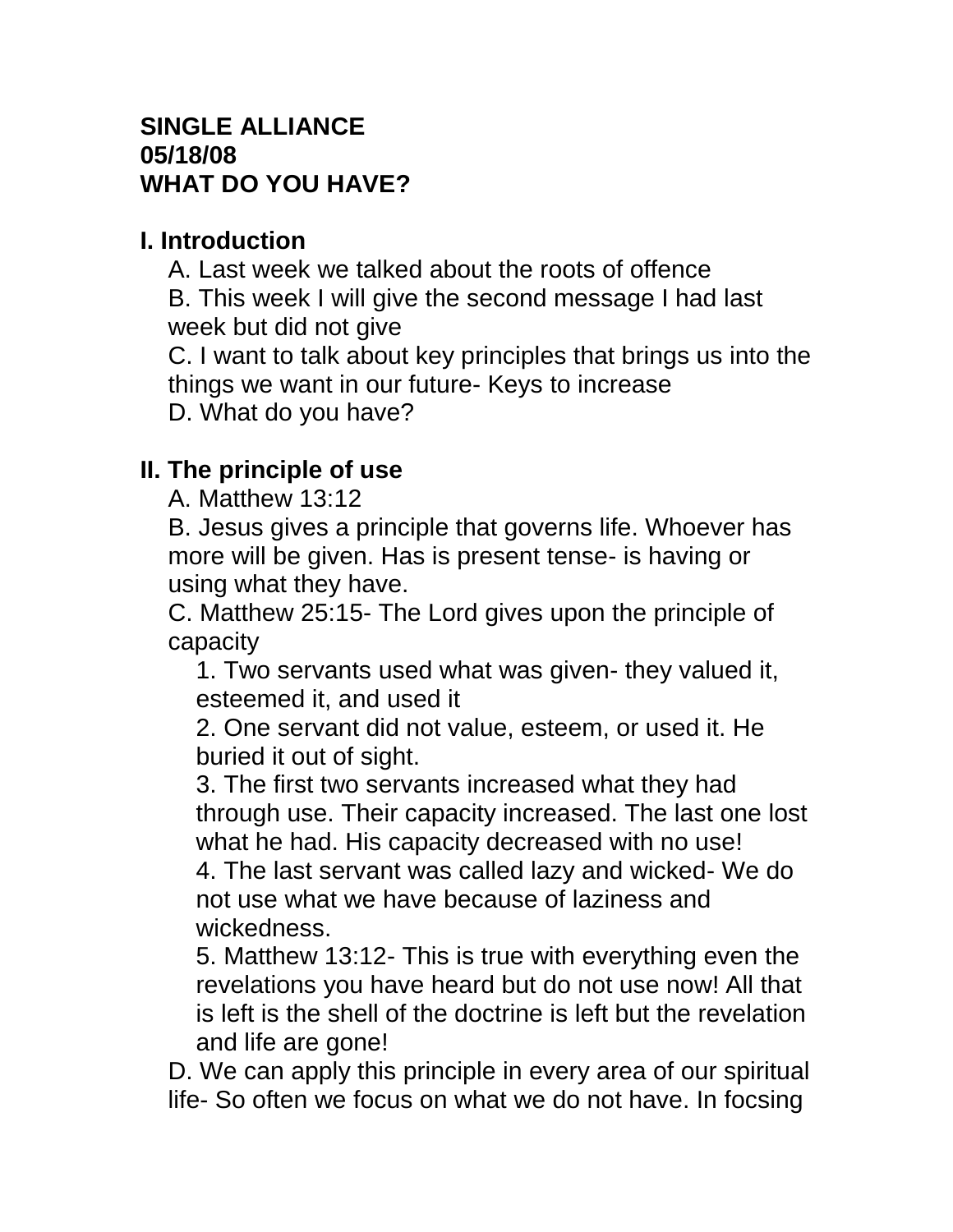**SINGLE ALLIANCE**
**05/18/08**
**WHAT DO YOU HAVE?**

**I. Introduction**

A. Last week we talked about the roots of offence

B. This week I will give the second message I had last week but did not give

C. I want to talk about key principles that brings us into the things we want in our future- Keys to increase

D. What do you have?

**II. The principle of use**

A. Matthew 13:12

B. Jesus gives a principle that governs life. Whoever has more will be given. Has is present tense- is having or using what they have.

C. Matthew 25:15- The Lord gives upon the principle of capacity

1. Two servants used what was given- they valued it, esteemed it, and used it
2. One servant did not value, esteem, or used it. He buried it out of sight.
3. The first two servants increased what they had through use. Their capacity increased. The last one lost what he had. His capacity decreased with no use!
4. The last servant was called lazy and wicked- We do not use what we have because of laziness and wickedness.
5. Matthew 13:12- This is true with everything even the revelations you have heard but do not use now! All that is left is the shell of the doctrine is left but the revelation and life are gone!

D. We can apply this principle in every area of our spiritual life- So often we focus on what we do not have. In focsing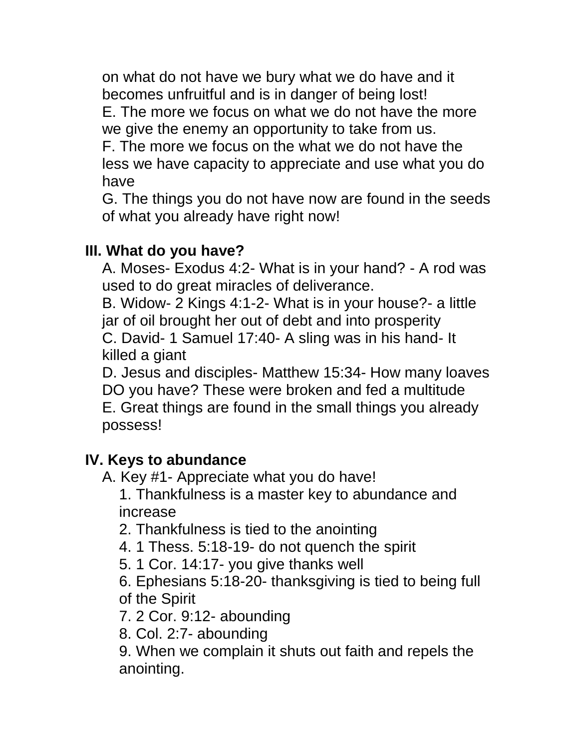on what do not have we bury what we do have and it becomes unfruitful and is in danger of being lost!

E. The more we focus on what we do not have the more we give the enemy an opportunity to take from us.

F. The more we focus on the what we do not have the less we have capacity to appreciate and use what you do have

G. The things you do not have now are found in the seeds of what you already have right now!

**III. What do you have?**

A. Moses- Exodus 4:2- What is in your hand? - A rod was used to do great miracles of deliverance.

B. Widow- 2 Kings 4:1-2- What is in your house?- a little jar of oil brought her out of debt and into prosperity

C. David- 1 Samuel 17:40- A sling was in his hand- It killed a giant

D. Jesus and disciples- Matthew 15:34- How many loaves DO you have? These were broken and fed a multitude

E. Great things are found in the small things you already possess!

**IV. Keys to abundance**

A. Key #1- Appreciate what you do have!

1. Thankfulness is a master key to abundance and increase
2. Thankfulness is tied to the anointing
4. 1 Thess. 5:18-19- do not quench the spirit
5. 1 Cor. 14:17- you give thanks well
6. Ephesians 5:18-20- thanksgiving is tied to being full of the Spirit
7. 2 Cor. 9:12- abounding
8. Col. 2:7- abounding
9. When we complain it shuts out faith and repels the anointing.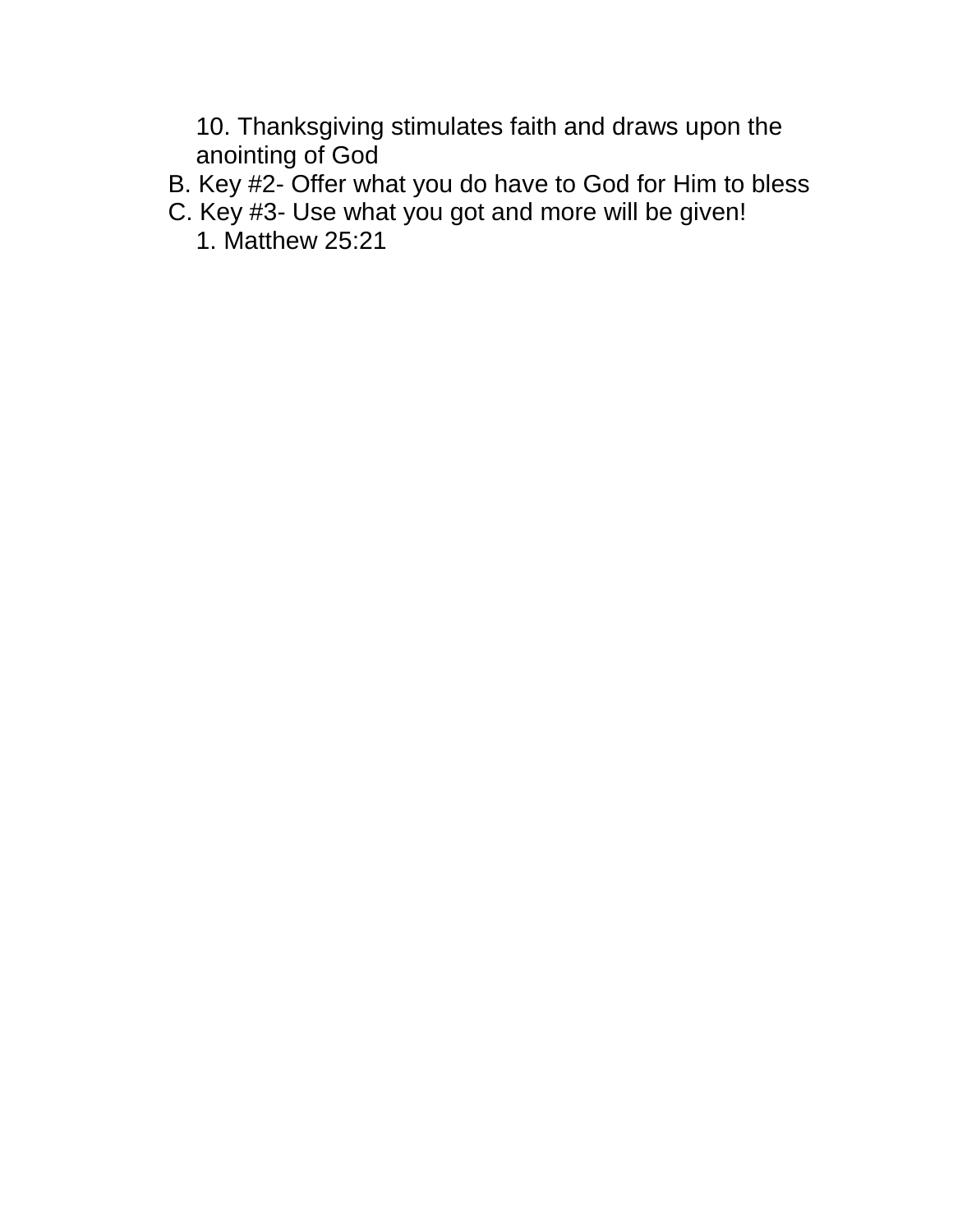10. Thanksgiving stimulates faith and draws upon the anointing of God

B. Key #2- Offer what you do have to God for Him to bless

C. Key #3- Use what you got and more will be given!

1. Matthew 25:21